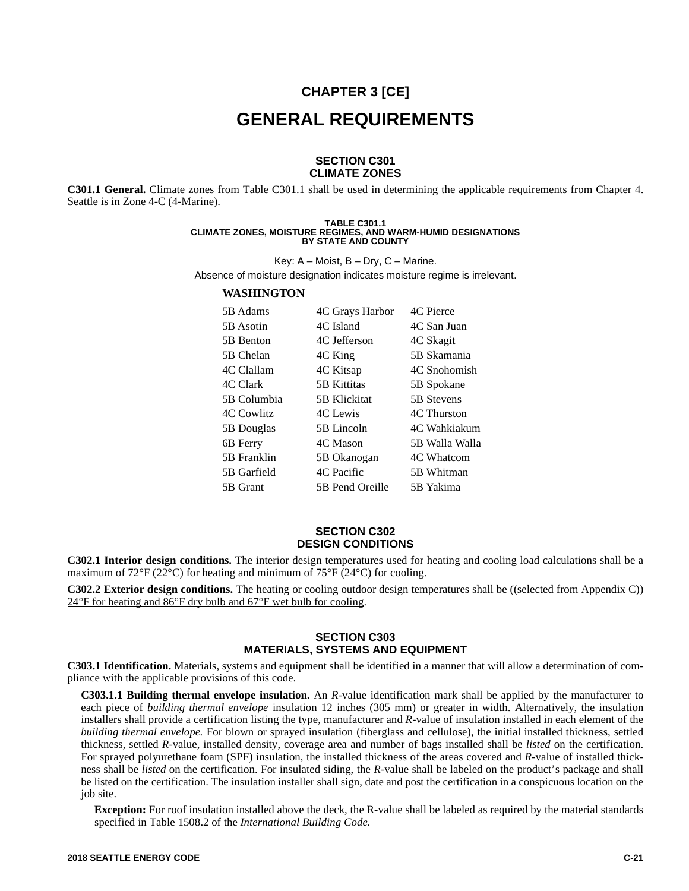# CHAPTER 3 [CE]

# GENERAL REQUIREMENTS

## SECTION C301
## CLIMATE ZONES

**C301.1 General.** Climate zones from Table C301.1 shall be used in determining the applicable requirements from Chapter 4. Seattle is in Zone 4-C (4-Marine).

**TABLE C301.1**
**CLIMATE ZONES, MOISTURE REGIMES, AND WARM-HUMID DESIGNATIONS BY STATE AND COUNTY**

Key: A – Moist, B – Dry, C – Marine.

Absence of moisture designation indicates moisture regime is irrelevant.

**WASHINGTON**

| | | |
|---|---|---|
| 5B Adams | 4C Grays Harbor | 4C Pierce |
| 5B Asotin | 4C Island | 4C San Juan |
| 5B Benton | 4C Jefferson | 4C Skagit |
| 5B Chelan | 4C King | 5B Skamania |
| 4C Clallam | 4C Kitsap | 4C Snohomish |
| 4C Clark | 5B Kittitas | 5B Spokane |
| 5B Columbia | 5B Klickitat | 5B Stevens |
| 4C Cowlitz | 4C Lewis | 4C Thurston |
| 5B Douglas | 5B Lincoln | 4C Wahkiakum |
| 6B Ferry | 4C Mason | 5B Walla Walla |
| 5B Franklin | 5B Okanogan | 4C Whatcom |
| 5B Garfield | 4C Pacific | 5B Whitman |
| 5B Grant | 5B Pend Oreille | 5B Yakima |

## SECTION C302
## DESIGN CONDITIONS

**C302.1 Interior design conditions.** The interior design temperatures used for heating and cooling load calculations shall be a maximum of 72°F (22°C) for heating and minimum of 75°F (24°C) for cooling.

**C302.2 Exterior design conditions.** The heating or cooling outdoor design temperatures shall be ((~~selected from Appendix C~~)) 24°F for heating and 86°F dry bulb and 67°F wet bulb for cooling.

## SECTION C303
## MATERIALS, SYSTEMS AND EQUIPMENT

**C303.1 Identification.** Materials, systems and equipment shall be identified in a manner that will allow a determination of compliance with the applicable provisions of this code.

**C303.1.1 Building thermal envelope insulation.** An *R*-value identification mark shall be applied by the manufacturer to each piece of *building thermal envelope* insulation 12 inches (305 mm) or greater in width. Alternatively, the insulation installers shall provide a certification listing the type, manufacturer and *R*-value of insulation installed in each element of the *building thermal envelope.* For blown or sprayed insulation (fiberglass and cellulose), the initial installed thickness, settled thickness, settled *R*-value, installed density, coverage area and number of bags installed shall be *listed* on the certification. For sprayed polyurethane foam (SPF) insulation, the installed thickness of the areas covered and *R*-value of installed thickness shall be *listed* on the certification. For insulated siding, the *R*-value shall be labeled on the product's package and shall be listed on the certification. The insulation installer shall sign, date and post the certification in a conspicuous location on the job site.

**Exception:** For roof insulation installed above the deck, the R-value shall be labeled as required by the material standards specified in Table 1508.2 of the *International Building Code.*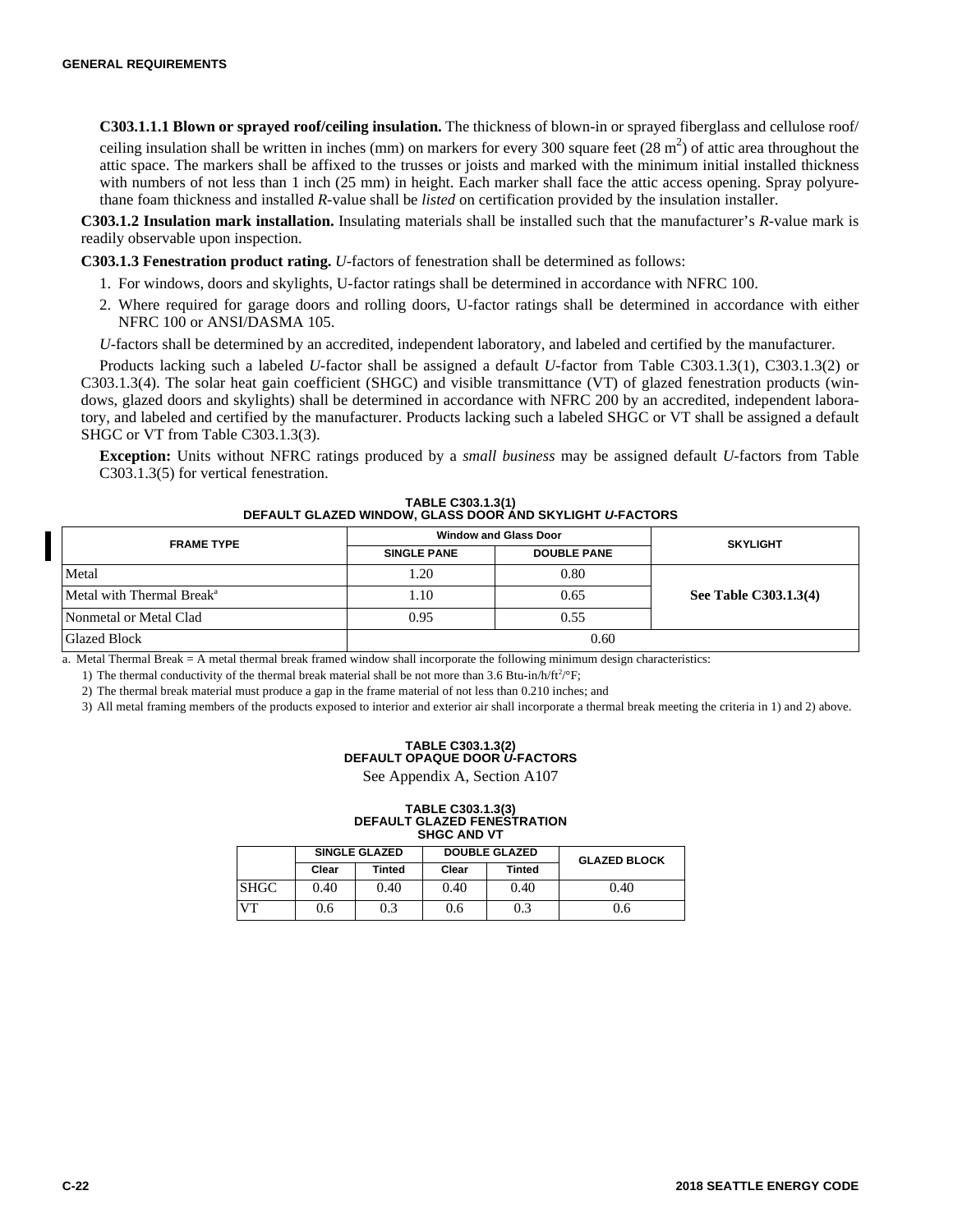**C303.1.1.1 Blown or sprayed roof/ceiling insulation.** The thickness of blown-in or sprayed fiberglass and cellulose roof/ceiling insulation shall be written in inches (mm) on markers for every 300 square feet (28 $m^2$) of attic area throughout the attic space. The markers shall be affixed to the trusses or joists and marked with the minimum initial installed thickness with numbers of not less than 1 inch (25 mm) in height. Each marker shall face the attic access opening. Spray polyurethane foam thickness and installed *R*-value shall be *listed* on certification provided by the insulation installer.

**C303.1.2 Insulation mark installation.** Insulating materials shall be installed such that the manufacturer's *R*-value mark is readily observable upon inspection.

**C303.1.3 Fenestration product rating.** *U*-factors of fenestration shall be determined as follows:

1. For windows, doors and skylights, U-factor ratings shall be determined in accordance with NFRC 100.
2. Where required for garage doors and rolling doors, U-factor ratings shall be determined in accordance with either NFRC 100 or ANSI/DASMA 105.

*U*-factors shall be determined by an accredited, independent laboratory, and labeled and certified by the manufacturer.

Products lacking such a labeled *U*-factor shall be assigned a default *U*-factor from Table C303.1.3(1), C303.1.3(2) or C303.1.3(4). The solar heat gain coefficient (SHGC) and visible transmittance (VT) of glazed fenestration products (windows, glazed doors and skylights) shall be determined in accordance with NFRC 200 by an accredited, independent laboratory, and labeled and certified by the manufacturer. Products lacking such a labeled SHGC or VT shall be assigned a default SHGC or VT from Table C303.1.3(3).

**Exception:** Units without NFRC ratings produced by a *small business* may be assigned default *U*-factors from Table C303.1.3(5) for vertical fenestration.

**TABLE C303.1.3(1)**
**DEFAULT GLAZED WINDOW, GLASS DOOR AND SKYLIGHT *U*-FACTORS**

| FRAME TYPE | Window and Glass Door | | SKYLIGHT |
|---|---|---|---|
| | SINGLE PANE | DOUBLE PANE | |
| Metal | 1.20 | 0.80 | See Table C303.1.3(4) |
| Metal with Thermal Break[a] | 1.10 | 0.65 | |
| Nonmetal or Metal Clad | 0.95 | 0.55 | |
| Glazed Block | 0.60 | | |

a. Metal Thermal Break = A metal thermal break framed window shall incorporate the following minimum design characteristics:

1) The thermal conductivity of the thermal break material shall be not more than 3.6 Btu-in/h/ft²/°F;

2) The thermal break material must produce a gap in the frame material of not less than 0.210 inches; and

3) All metal framing members of the products exposed to interior and exterior air shall incorporate a thermal break meeting the criteria in 1) and 2) above.

**TABLE C303.1.3(2)**
**DEFAULT OPAQUE DOOR *U*-FACTORS**

See Appendix A, Section A107

**TABLE C303.1.3(3)**
**DEFAULT GLAZED FENESTRATION SHGC AND VT**

| | SINGLE GLAZED | | DOUBLE GLAZED | | GLAZED BLOCK |
|---|---|---|---|---|---|
| | Clear | Tinted | Clear | Tinted | |
| SHGC | 0.40 | 0.40 | 0.40 | 0.40 | 0.40 |
| VT | 0.6 | 0.3 | 0.6 | 0.3 | 0.6 |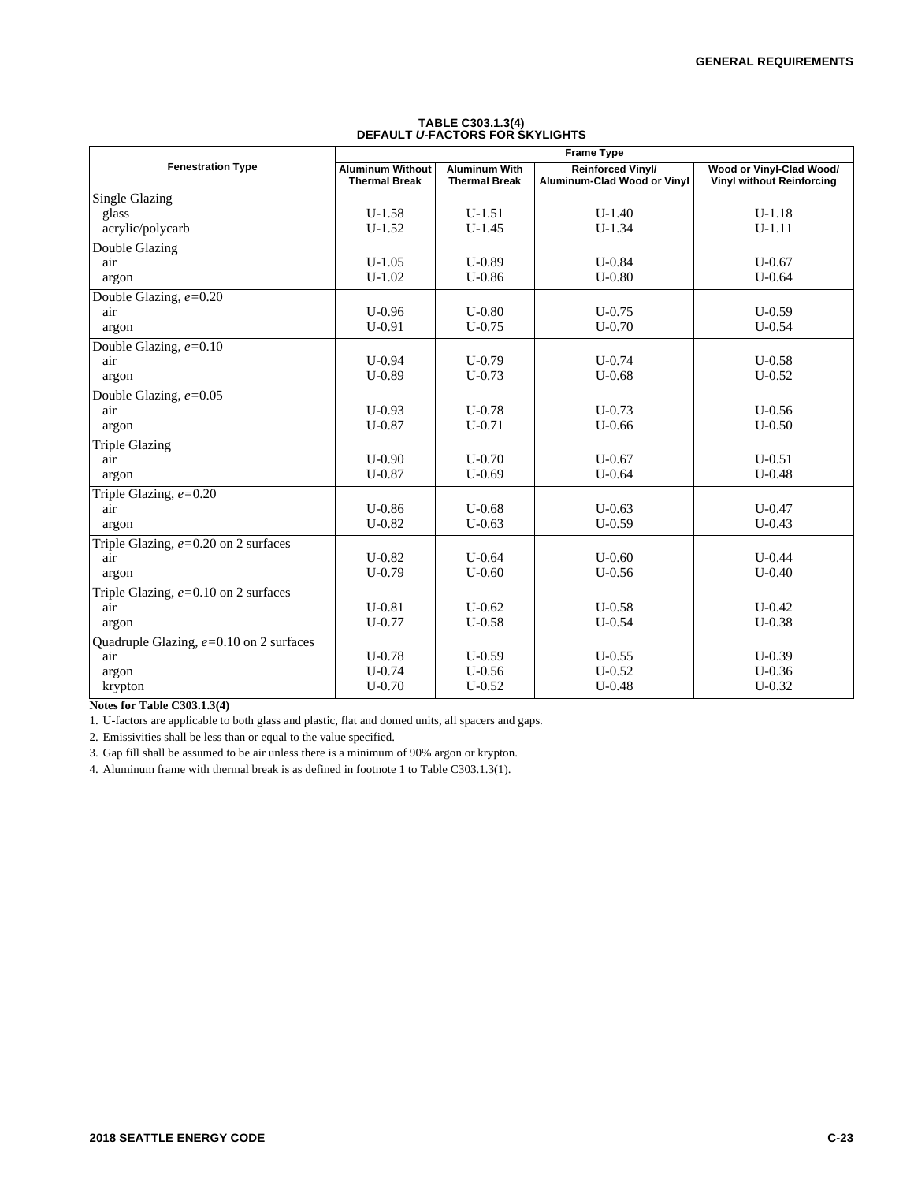**TABLE C303.1.3(4)**
**DEFAULT *U*-FACTORS FOR SKYLIGHTS**

| Fenestration Type | Frame Type | | | |
|---|---|---|---|---|
| | Aluminum Without Thermal Break | Aluminum With Thermal Break | Reinforced Vinyl/ Aluminum-Clad Wood or Vinyl | Wood or Vinyl-Clad Wood/ Vinyl without Reinforcing |
| **Single Glazing** | | | | |
| glass | U-1.58 | U-1.51 | U-1.40 | U-1.18 |
| acrylic/polycarb | U-1.52 | U-1.45 | U-1.34 | U-1.11 |
| **Double Glazing** | | | | |
| air | U-1.05 | U-0.89 | U-0.84 | U-0.67 |
| argon | U-1.02 | U-0.86 | U-0.80 | U-0.64 |
| **Double Glazing, *e*=0.20** | | | | |
| air | U-0.96 | U-0.80 | U-0.75 | U-0.59 |
| argon | U-0.91 | U-0.75 | U-0.70 | U-0.54 |
| **Double Glazing, *e*=0.10** | | | | |
| air | U-0.94 | U-0.79 | U-0.74 | U-0.58 |
| argon | U-0.89 | U-0.73 | U-0.68 | U-0.52 |
| **Double Glazing, *e*=0.05** | | | | |
| air | U-0.93 | U-0.78 | U-0.73 | U-0.56 |
| argon | U-0.87 | U-0.71 | U-0.66 | U-0.50 |
| **Triple Glazing** | | | | |
| air | U-0.90 | U-0.70 | U-0.67 | U-0.51 |
| argon | U-0.87 | U-0.69 | U-0.64 | U-0.48 |
| **Triple Glazing, *e*=0.20** | | | | |
| air | U-0.86 | U-0.68 | U-0.63 | U-0.47 |
| argon | U-0.82 | U-0.63 | U-0.59 | U-0.43 |
| **Triple Glazing, *e*=0.20 on 2 surfaces** | | | | |
| air | U-0.82 | U-0.64 | U-0.60 | U-0.44 |
| argon | U-0.79 | U-0.60 | U-0.56 | U-0.40 |
| **Triple Glazing, *e*=0.10 on 2 surfaces** | | | | |
| air | U-0.81 | U-0.62 | U-0.58 | U-0.42 |
| argon | U-0.77 | U-0.58 | U-0.54 | U-0.38 |
| **Quadruple Glazing, *e*=0.10 on 2 surfaces** | | | | |
| air | U-0.78 | U-0.59 | U-0.55 | U-0.39 |
| argon | U-0.74 | U-0.56 | U-0.52 | U-0.36 |
| krypton | U-0.70 | U-0.52 | U-0.48 | U-0.32 |

**Notes for Table C303.1.3(4)**

1. U-factors are applicable to both glass and plastic, flat and domed units, all spacers and gaps.
2. Emissivities shall be less than or equal to the value specified.
3. Gap fill shall be assumed to be air unless there is a minimum of 90% argon or krypton.
4. Aluminum frame with thermal break is as defined in footnote 1 to Table C303.1.3(1).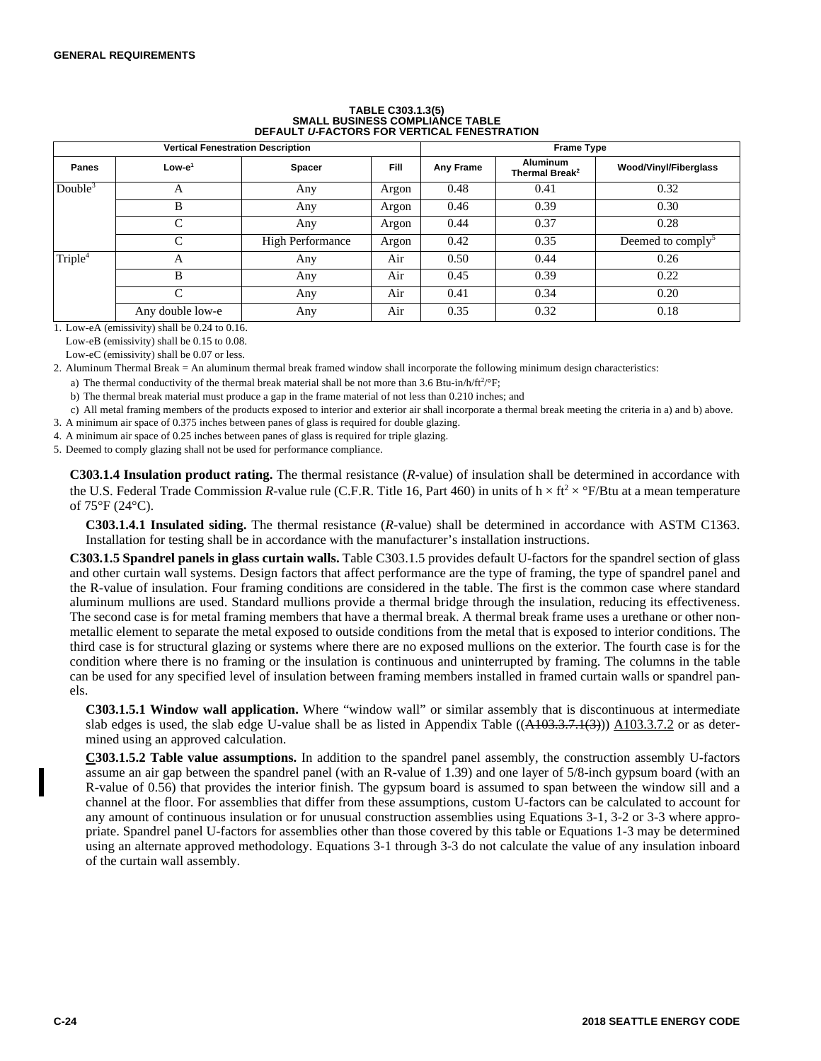**TABLE C303.1.3(5)**
**SMALL BUSINESS COMPLIANCE TABLE**
**DEFAULT *U*-FACTORS FOR VERTICAL FENESTRATION**

| Vertical Fenestration Description | | | | Frame Type | | |
|---|---|---|---|---|---|---|
| **Panes** | **Low-e[1]** | **Spacer** | **Fill** | **Any Frame** | **Aluminum Thermal Break[2]** | **Wood/Vinyl/Fiberglass** |
| Double[3] | A | Any | Argon | 0.48 | 0.41 | 0.32 |
| | B | Any | Argon | 0.46 | 0.39 | 0.30 |
| | C | Any | Argon | 0.44 | 0.37 | 0.28 |
| | C | High Performance | Argon | 0.42 | 0.35 | Deemed to comply[5] |
| Triple[4] | A | Any | Air | 0.50 | 0.44 | 0.26 |
| | B | Any | Air | 0.45 | 0.39 | 0.22 |
| | C | Any | Air | 0.41 | 0.34 | 0.20 |
| | Any double low-e | Any | Air | 0.35 | 0.32 | 0.18 |

1. Low-eA (emissivity) shall be 0.24 to 0.16.
   Low-eB (emissivity) shall be 0.15 to 0.08.
   Low-eC (emissivity) shall be 0.07 or less.
2. Aluminum Thermal Break = An aluminum thermal break framed window shall incorporate the following minimum design characteristics:
   a) The thermal conductivity of the thermal break material shall be not more than 3.6 Btu-in/h/ft²/°F;
   b) The thermal break material must produce a gap in the frame material of not less than 0.210 inches; and
   c) All metal framing members of the products exposed to interior and exterior air shall incorporate a thermal break meeting the criteria in a) and b) above.
3. A minimum air space of 0.375 inches between panes of glass is required for double glazing.
4. A minimum air space of 0.25 inches between panes of glass is required for triple glazing.
5. Deemed to comply glazing shall not be used for performance compliance.

**C303.1.4 Insulation product rating.** The thermal resistance (*R*-value) of insulation shall be determined in accordance with the U.S. Federal Trade Commission *R*-value rule (C.F.R. Title 16, Part 460) in units of $h \times ft^2 \times °F/Btu$ at a mean temperature of 75°F (24°C).

**C303.1.4.1 Insulated siding.** The thermal resistance (*R*-value) shall be determined in accordance with ASTM C1363. Installation for testing shall be in accordance with the manufacturer's installation instructions.

**C303.1.5 Spandrel panels in glass curtain walls.** Table C303.1.5 provides default U-factors for the spandrel section of glass and other curtain wall systems. Design factors that affect performance are the type of framing, the type of spandrel panel and the R-value of insulation. Four framing conditions are considered in the table. The first is the common case where standard aluminum mullions are used. Standard mullions provide a thermal bridge through the insulation, reducing its effectiveness. The second case is for metal framing members that have a thermal break. A thermal break frame uses a urethane or other non-metallic element to separate the metal exposed to outside conditions from the metal that is exposed to interior conditions. The third case is for structural glazing or systems where there are no exposed mullions on the exterior. The fourth case is for the condition where there is no framing or the insulation is continuous and uninterrupted by framing. The columns in the table can be used for any specified level of insulation between framing members installed in framed curtain walls or spandrel panels.

**C303.1.5.1 Window wall application.** Where "window wall" or similar assembly that is discontinuous at intermediate slab edges is used, the slab edge U-value shall be as listed in Appendix Table ((~~A103.3.7.1(3)~~)) A103.3.7.2 or as determined using an approved calculation.

**C303.1.5.2 Table value assumptions.** In addition to the spandrel panel assembly, the construction assembly U-factors assume an air gap between the spandrel panel (with an R-value of 1.39) and one layer of 5/8-inch gypsum board (with an R-value of 0.56) that provides the interior finish. The gypsum board is assumed to span between the window sill and a channel at the floor. For assemblies that differ from these assumptions, custom U-factors can be calculated to account for any amount of continuous insulation or for unusual construction assemblies using Equations 3-1, 3-2 or 3-3 where appropriate. Spandrel panel U-factors for assemblies other than those covered by this table or Equations 1-3 may be determined using an alternate approved methodology. Equations 3-1 through 3-3 do not calculate the value of any insulation inboard of the curtain wall assembly.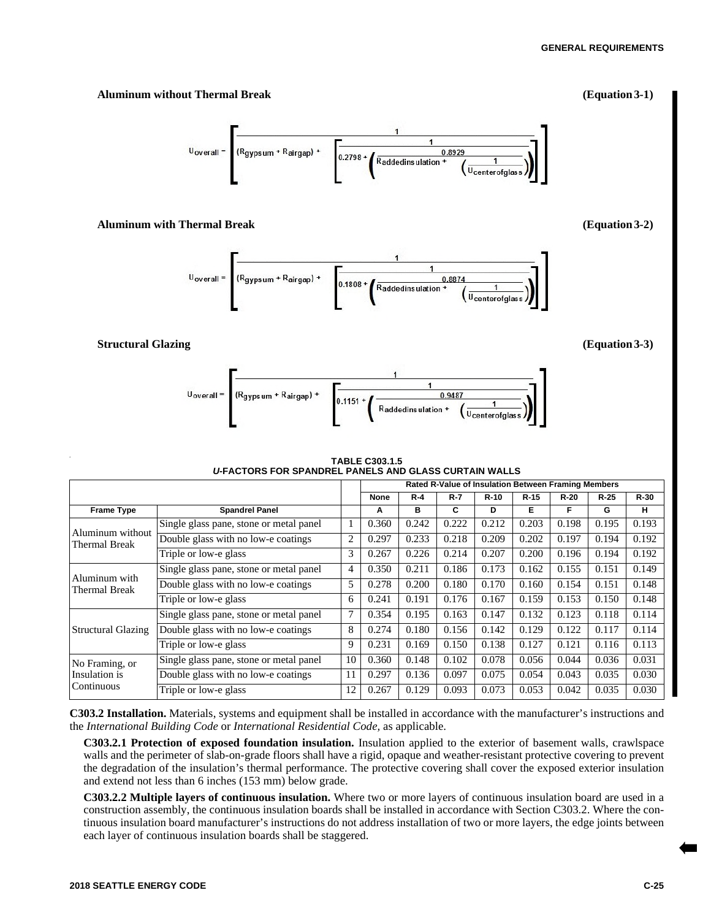**Aluminum without Thermal Break** **(Equation 3-1)**

$$U_{overall} = \left[\frac{1}{(R_{gypsum} + R_{airgap}) + \left[\frac{1}{0.2798 + \left(\frac{0.8929}{R_{addedinsulation} + \left(\frac{1}{U_{centerofglass}}\right)}\right)}\right]}\right]$$

**Aluminum with Thermal Break** **(Equation 3-2)**

$$U_{overall} = \left[\frac{1}{(R_{gypsum} + R_{airgap}) + \left[\frac{1}{0.1808 + \left(\frac{0.8874}{R_{addedinsulation} + \left(\frac{1}{U_{centerofglass}}\right)}\right)}\right]}\right]$$

**Structural Glazing** **(Equation 3-3)**

$$U_{overall} = \left[\frac{1}{(R_{gypsum} + R_{airgap}) + \left[\frac{1}{0.1151 + \left(\frac{0.9487}{R_{addedinsulation} + \left(\frac{1}{U_{centerofglass}}\right)}\right)}\right]}\right]$$

**TABLE C303.1.5**
***U*-FACTORS FOR SPANDREL PANELS AND GLASS CURTAIN WALLS**

| | | | Rated R-Value of Insulation Between Framing Members | | | | | | | |
|---|---|---|---|---|---|---|---|---|---|---|
| | | | **None** | **R-4** | **R-7** | **R-10** | **R-15** | **R-20** | **R-25** | **R-30** |
| **Frame Type** | **Spandrel Panel** | | **A** | **B** | **C** | **D** | **E** | **F** | **G** | **H** |
| Aluminum without Thermal Break | Single glass pane, stone or metal panel | 1 | 0.360 | 0.242 | 0.222 | 0.212 | 0.203 | 0.198 | 0.195 | 0.193 |
| | Double glass with no low-e coatings | 2 | 0.297 | 0.233 | 0.218 | 0.209 | 0.202 | 0.197 | 0.194 | 0.192 |
| | Triple or low-e glass | 3 | 0.267 | 0.226 | 0.214 | 0.207 | 0.200 | 0.196 | 0.194 | 0.192 |
| Aluminum with Thermal Break | Single glass pane, stone or metal panel | 4 | 0.350 | 0.211 | 0.186 | 0.173 | 0.162 | 0.155 | 0.151 | 0.149 |
| | Double glass with no low-e coatings | 5 | 0.278 | 0.200 | 0.180 | 0.170 | 0.160 | 0.154 | 0.151 | 0.148 |
| | Triple or low-e glass | 6 | 0.241 | 0.191 | 0.176 | 0.167 | 0.159 | 0.153 | 0.150 | 0.148 |
| Structural Glazing | Single glass pane, stone or metal panel | 7 | 0.354 | 0.195 | 0.163 | 0.147 | 0.132 | 0.123 | 0.118 | 0.114 |
| | Double glass with no low-e coatings | 8 | 0.274 | 0.180 | 0.156 | 0.142 | 0.129 | 0.122 | 0.117 | 0.114 |
| | Triple or low-e glass | 9 | 0.231 | 0.169 | 0.150 | 0.138 | 0.127 | 0.121 | 0.116 | 0.113 |
| No Framing, or Insulation is Continuous | Single glass pane, stone or metal panel | 10 | 0.360 | 0.148 | 0.102 | 0.078 | 0.056 | 0.044 | 0.036 | 0.031 |
| | Double glass with no low-e coatings | 11 | 0.297 | 0.136 | 0.097 | 0.075 | 0.054 | 0.043 | 0.035 | 0.030 |
| | Triple or low-e glass | 12 | 0.267 | 0.129 | 0.093 | 0.073 | 0.053 | 0.042 | 0.035 | 0.030 |

**C303.2 Installation.** Materials, systems and equipment shall be installed in accordance with the manufacturer's instructions and the *International Building Code* or *International Residential Code*, as applicable.

**C303.2.1 Protection of exposed foundation insulation.** Insulation applied to the exterior of basement walls, crawlspace walls and the perimeter of slab-on-grade floors shall have a rigid, opaque and weather-resistant protective covering to prevent the degradation of the insulation's thermal performance. The protective covering shall cover the exposed exterior insulation and extend not less than 6 inches (153 mm) below grade.

**C303.2.2 Multiple layers of continuous insulation.** Where two or more layers of continuous insulation board are used in a construction assembly, the continuous insulation boards shall be installed in accordance with Section C303.2. Where the continuous insulation board manufacturer's instructions do not address installation of two or more layers, the edge joints between each layer of continuous insulation boards shall be staggered.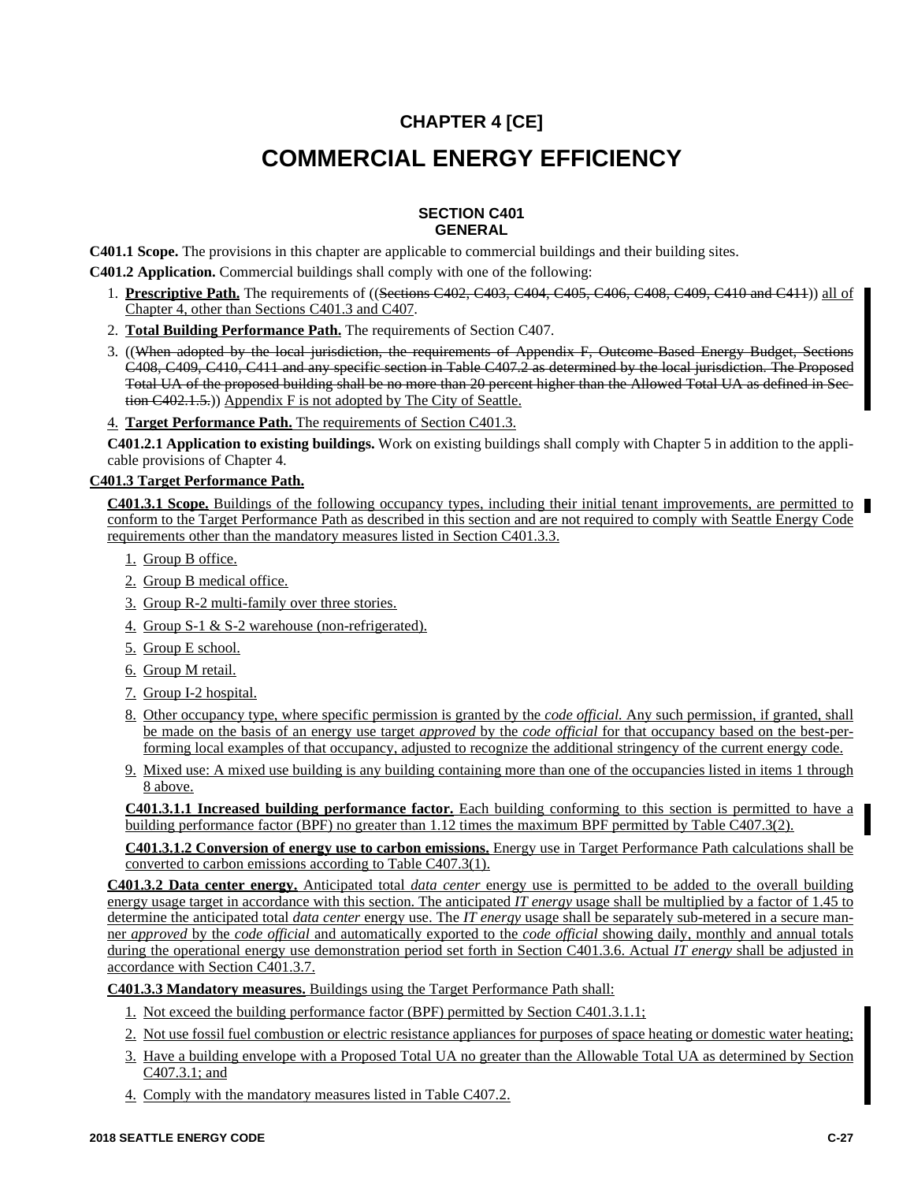# CHAPTER 4 [CE]

# COMMERCIAL ENERGY EFFICIENCY

## SECTION C401
## GENERAL

**C401.1 Scope.** The provisions in this chapter are applicable to commercial buildings and their building sites.

**C401.2 Application.** Commercial buildings shall comply with one of the following:

1. **Prescriptive Path.** The requirements of ((~~Sections C402, C403, C404, C405, C406, C408, C409, C410 and C411~~)) all of Chapter 4, other than Sections C401.3 and C407.
2. **Total Building Performance Path.** The requirements of Section C407.
3. ((~~When adopted by the local jurisdiction, the requirements of Appendix F, Outcome-Based Energy Budget, Sections C408, C409, C410, C411 and any specific section in Table C407.2 as determined by the local jurisdiction. The Proposed Total UA of the proposed building shall be no more than 20 percent higher than the Allowed Total UA as defined in Section C402.1.5.~~)) Appendix F is not adopted by The City of Seattle.
4. **Target Performance Path.** The requirements of Section C401.3.

**C401.2.1 Application to existing buildings.** Work on existing buildings shall comply with Chapter 5 in addition to the applicable provisions of Chapter 4.

**C401.3 Target Performance Path.**

**C401.3.1 Scope.** Buildings of the following occupancy types, including their initial tenant improvements, are permitted to conform to the Target Performance Path as described in this section and are not required to comply with Seattle Energy Code requirements other than the mandatory measures listed in Section C401.3.3.

1. Group B office.
2. Group B medical office.
3. Group R-2 multi-family over three stories.
4. Group S-1 & S-2 warehouse (non-refrigerated).
5. Group E school.
6. Group M retail.
7. Group I-2 hospital.
8. Other occupancy type, where specific permission is granted by the *code official.* Any such permission, if granted, shall be made on the basis of an energy use target *approved* by the *code official* for that occupancy based on the best-performing local examples of that occupancy, adjusted to recognize the additional stringency of the current energy code.
9. Mixed use: A mixed use building is any building containing more than one of the occupancies listed in items 1 through 8 above.

**C401.3.1.1 Increased building performance factor.** Each building conforming to this section is permitted to have a building performance factor (BPF) no greater than 1.12 times the maximum BPF permitted by Table C407.3(2).

**C401.3.1.2 Conversion of energy use to carbon emissions.** Energy use in Target Performance Path calculations shall be converted to carbon emissions according to Table C407.3(1).

**C401.3.2 Data center energy.** Anticipated total *data center* energy use is permitted to be added to the overall building energy usage target in accordance with this section. The anticipated *IT energy* usage shall be multiplied by a factor of 1.45 to determine the anticipated total *data center* energy use. The *IT energy* usage shall be separately sub-metered in a secure manner *approved* by the *code official* and automatically exported to the *code official* showing daily, monthly and annual totals during the operational energy use demonstration period set forth in Section C401.3.6. Actual *IT energy* shall be adjusted in accordance with Section C401.3.7.

**C401.3.3 Mandatory measures.** Buildings using the Target Performance Path shall:

1. Not exceed the building performance factor (BPF) permitted by Section C401.3.1.1;
2. Not use fossil fuel combustion or electric resistance appliances for purposes of space heating or domestic water heating;
3. Have a building envelope with a Proposed Total UA no greater than the Allowable Total UA as determined by Section C407.3.1; and
4. Comply with the mandatory measures listed in Table C407.2.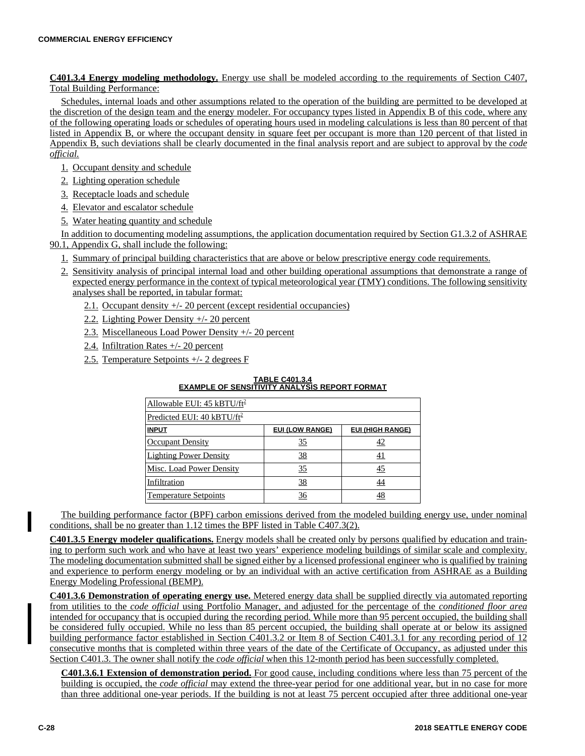**C401.3.4 Energy modeling methodology.** Energy use shall be modeled according to the requirements of Section C407, Total Building Performance:

Schedules, internal loads and other assumptions related to the operation of the building are permitted to be developed at the discretion of the design team and the energy modeler. For occupancy types listed in Appendix B of this code, where any of the following operating loads or schedules of operating hours used in modeling calculations is less than 80 percent of that listed in Appendix B, or where the occupant density in square feet per occupant is more than 120 percent of that listed in Appendix B, such deviations shall be clearly documented in the final analysis report and are subject to approval by the *code official.*

1. Occupant density and schedule
2. Lighting operation schedule
3. Receptacle loads and schedule
4. Elevator and escalator schedule
5. Water heating quantity and schedule

In addition to documenting modeling assumptions, the application documentation required by Section G1.3.2 of ASHRAE 90.1, Appendix G, shall include the following:

1. Summary of principal building characteristics that are above or below prescriptive energy code requirements.
2. Sensitivity analysis of principal internal load and other building operational assumptions that demonstrate a range of expected energy performance in the context of typical meteorological year (TMY) conditions. The following sensitivity analyses shall be reported, in tabular format:
   - 2.1. Occupant density +/- 20 percent (except residential occupancies)
   - 2.2. Lighting Power Density +/- 20 percent
   - 2.3. Miscellaneous Load Power Density +/- 20 percent
   - 2.4. Infiltration Rates +/- 20 percent
   - 2.5. Temperature Setpoints +/- 2 degrees F

**TABLE C401.3.4**
**EXAMPLE OF SENSITIVITY ANALYSIS REPORT FORMAT**

| Allowable EUI: 45 kBTU/ft$^2$ | | |
|---|---|---|
| Predicted EUI: 40 kBTU/ft$^2$ | | |
| **INPUT** | **EUI (LOW RANGE)** | **EUI (HIGH RANGE)** |
| Occupant Density | 35 | 42 |
| Lighting Power Density | 38 | 41 |
| Misc. Load Power Density | 35 | 45 |
| Infiltration | 38 | 44 |
| Temperature Setpoints | 36 | 48 |

The building performance factor (BPF) carbon emissions derived from the modeled building energy use, under nominal conditions, shall be no greater than 1.12 times the BPF listed in Table C407.3(2).

**C401.3.5 Energy modeler qualifications.** Energy models shall be created only by persons qualified by education and training to perform such work and who have at least two years' experience modeling buildings of similar scale and complexity. The modeling documentation submitted shall be signed either by a licensed professional engineer who is qualified by training and experience to perform energy modeling or by an individual with an active certification from ASHRAE as a Building Energy Modeling Professional (BEMP).

**C401.3.6 Demonstration of operating energy use.** Metered energy data shall be supplied directly via automated reporting from utilities to the *code official* using Portfolio Manager, and adjusted for the percentage of the *conditioned floor area* intended for occupancy that is occupied during the recording period. While more than 95 percent occupied, the building shall be considered fully occupied. While no less than 85 percent occupied, the building shall operate at or below its assigned building performance factor established in Section C401.3.2 or Item 8 of Section C401.3.1 for any recording period of 12 consecutive months that is completed within three years of the date of the Certificate of Occupancy, as adjusted under this Section C401.3. The owner shall notify the *code official* when this 12-month period has been successfully completed.

**C401.3.6.1 Extension of demonstration period.** For good cause, including conditions where less than 75 percent of the building is occupied, the *code official* may extend the three-year period for one additional year, but in no case for more than three additional one-year periods. If the building is not at least 75 percent occupied after three additional one-year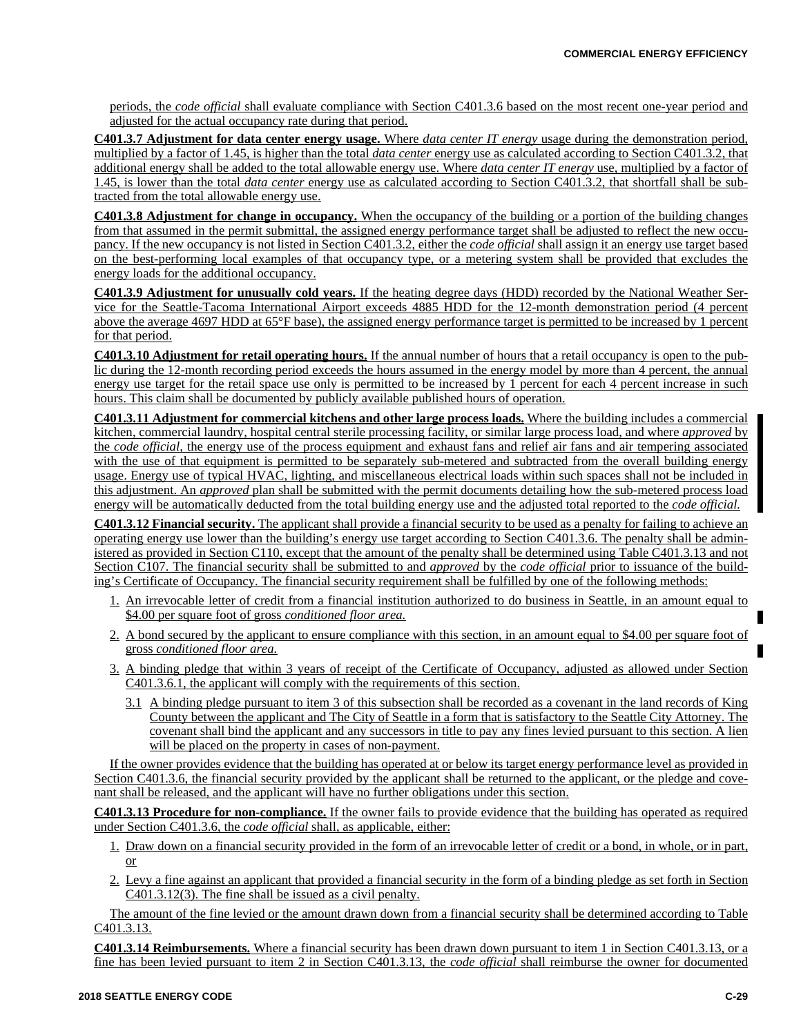periods, the *code official* shall evaluate compliance with Section C401.3.6 based on the most recent one-year period and adjusted for the actual occupancy rate during that period.

**C401.3.7 Adjustment for data center energy usage.** Where *data center IT energy* usage during the demonstration period, multiplied by a factor of 1.45, is higher than the total *data center* energy use as calculated according to Section C401.3.2, that additional energy shall be added to the total allowable energy use. Where *data center IT energy* use, multiplied by a factor of 1.45, is lower than the total *data center* energy use as calculated according to Section C401.3.2, that shortfall shall be subtracted from the total allowable energy use.

**C401.3.8 Adjustment for change in occupancy.** When the occupancy of the building or a portion of the building changes from that assumed in the permit submittal, the assigned energy performance target shall be adjusted to reflect the new occupancy. If the new occupancy is not listed in Section C401.3.2, either the *code official* shall assign it an energy use target based on the best-performing local examples of that occupancy type, or a metering system shall be provided that excludes the energy loads for the additional occupancy.

**C401.3.9 Adjustment for unusually cold years.** If the heating degree days (HDD) recorded by the National Weather Service for the Seattle-Tacoma International Airport exceeds 4885 HDD for the 12-month demonstration period (4 percent above the average 4697 HDD at 65°F base), the assigned energy performance target is permitted to be increased by 1 percent for that period.

**C401.3.10 Adjustment for retail operating hours.** If the annual number of hours that a retail occupancy is open to the public during the 12-month recording period exceeds the hours assumed in the energy model by more than 4 percent, the annual energy use target for the retail space use only is permitted to be increased by 1 percent for each 4 percent increase in such hours. This claim shall be documented by publicly available published hours of operation.

**C401.3.11 Adjustment for commercial kitchens and other large process loads.** Where the building includes a commercial kitchen, commercial laundry, hospital central sterile processing facility, or similar large process load, and where *approved* by the *code official*, the energy use of the process equipment and exhaust fans and relief air fans and air tempering associated with the use of that equipment is permitted to be separately sub-metered and subtracted from the overall building energy usage. Energy use of typical HVAC, lighting, and miscellaneous electrical loads within such spaces shall not be included in this adjustment. An *approved* plan shall be submitted with the permit documents detailing how the sub-metered process load energy will be automatically deducted from the total building energy use and the adjusted total reported to the *code official.*

**C401.3.12 Financial security.** The applicant shall provide a financial security to be used as a penalty for failing to achieve an operating energy use lower than the building's energy use target according to Section C401.3.6. The penalty shall be administered as provided in Section C110, except that the amount of the penalty shall be determined using Table C401.3.13 and not Section C107. The financial security shall be submitted to and *approved* by the *code official* prior to issuance of the building's Certificate of Occupancy. The financial security requirement shall be fulfilled by one of the following methods:

1. An irrevocable letter of credit from a financial institution authorized to do business in Seattle, in an amount equal to $4.00 per square foot of gross *conditioned floor area.*
2. A bond secured by the applicant to ensure compliance with this section, in an amount equal to $4.00 per square foot of gross *conditioned floor area.*
3. A binding pledge that within 3 years of receipt of the Certificate of Occupancy, adjusted as allowed under Section C401.3.6.1, the applicant will comply with the requirements of this section.
   - 3.1 A binding pledge pursuant to item 3 of this subsection shall be recorded as a covenant in the land records of King County between the applicant and The City of Seattle in a form that is satisfactory to the Seattle City Attorney. The covenant shall bind the applicant and any successors in title to pay any fines levied pursuant to this section. A lien will be placed on the property in cases of non-payment.

If the owner provides evidence that the building has operated at or below its target energy performance level as provided in Section C401.3.6, the financial security provided by the applicant shall be returned to the applicant, or the pledge and covenant shall be released, and the applicant will have no further obligations under this section.

**C401.3.13 Procedure for non-compliance.** If the owner fails to provide evidence that the building has operated as required under Section C401.3.6, the *code official* shall, as applicable, either:

1. Draw down on a financial security provided in the form of an irrevocable letter of credit or a bond, in whole, or in part, or
2. Levy a fine against an applicant that provided a financial security in the form of a binding pledge as set forth in Section C401.3.12(3). The fine shall be issued as a civil penalty.

The amount of the fine levied or the amount drawn down from a financial security shall be determined according to Table C401.3.13.

**C401.3.14 Reimbursements.** Where a financial security has been drawn down pursuant to item 1 in Section C401.3.13, or a fine has been levied pursuant to item 2 in Section C401.3.13, the *code official* shall reimburse the owner for documented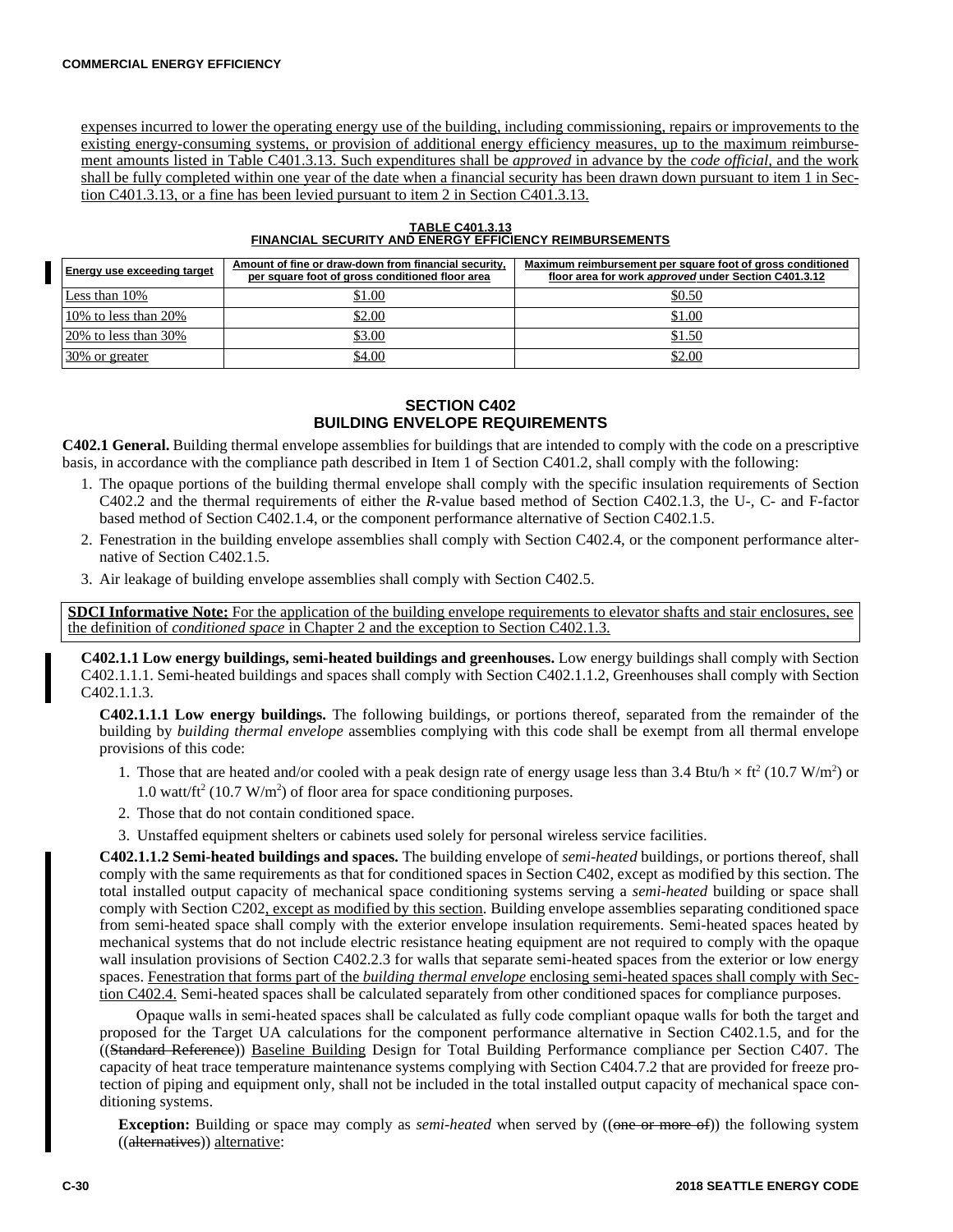expenses incurred to lower the operating energy use of the building, including commissioning, repairs or improvements to the existing energy-consuming systems, or provision of additional energy efficiency measures, up to the maximum reimbursement amounts listed in Table C401.3.13. Such expenditures shall be *approved* in advance by the *code official*, and the work shall be fully completed within one year of the date when a financial security has been drawn down pursuant to item 1 in Section C401.3.13, or a fine has been levied pursuant to item 2 in Section C401.3.13.

**TABLE C401.3.13**
**FINANCIAL SECURITY AND ENERGY EFFICIENCY REIMBURSEMENTS**

| Energy use exceeding target | Amount of fine or draw-down from financial security, per square foot of gross conditioned floor area | Maximum reimbursement per square foot of gross conditioned floor area for work *approved* under Section C401.3.12 |
|---|---|---|
| Less than 10% | $1.00 | $0.50 |
| 10% to less than 20% | $2.00 | $1.00 |
| 20% to less than 30% | $3.00 | $1.50 |
| 30% or greater | $4.00 | $2.00 |

## SECTION C402
## BUILDING ENVELOPE REQUIREMENTS

**C402.1 General.** Building thermal envelope assemblies for buildings that are intended to comply with the code on a prescriptive basis, in accordance with the compliance path described in Item 1 of Section C401.2, shall comply with the following:

1. The opaque portions of the building thermal envelope shall comply with the specific insulation requirements of Section C402.2 and the thermal requirements of either the *R*-value based method of Section C402.1.3, the U-, C- and F-factor based method of Section C402.1.4, or the component performance alternative of Section C402.1.5.
2. Fenestration in the building envelope assemblies shall comply with Section C402.4, or the component performance alternative of Section C402.1.5.
3. Air leakage of building envelope assemblies shall comply with Section C402.5.

**SDCI Informative Note:** For the application of the building envelope requirements to elevator shafts and stair enclosures, see the definition of *conditioned space* in Chapter 2 and the exception to Section C402.1.3.

**C402.1.1 Low energy buildings, semi-heated buildings and greenhouses.** Low energy buildings shall comply with Section C402.1.1.1. Semi-heated buildings and spaces shall comply with Section C402.1.1.2, Greenhouses shall comply with Section C402.1.1.3.

**C402.1.1.1 Low energy buildings.** The following buildings, or portions thereof, separated from the remainder of the building by *building thermal envelope* assemblies complying with this code shall be exempt from all thermal envelope provisions of this code:

1. Those that are heated and/or cooled with a peak design rate of energy usage less than 3.4 Btu/h × ft$^2$ (10.7 W/m$^2$) or 1.0 watt/ft$^2$ (10.7 W/m$^2$) of floor area for space conditioning purposes.
2. Those that do not contain conditioned space.
3. Unstaffed equipment shelters or cabinets used solely for personal wireless service facilities.

**C402.1.1.2 Semi-heated buildings and spaces.** The building envelope of *semi-heated* buildings, or portions thereof, shall comply with the same requirements as that for conditioned spaces in Section C402, except as modified by this section. The total installed output capacity of mechanical space conditioning systems serving a *semi-heated* building or space shall comply with Section C202, except as modified by this section. Building envelope assemblies separating conditioned space from semi-heated space shall comply with the exterior envelope insulation requirements. Semi-heated spaces heated by mechanical systems that do not include electric resistance heating equipment are not required to comply with the opaque wall insulation provisions of Section C402.2.3 for walls that separate semi-heated spaces from the exterior or low energy spaces. Fenestration that forms part of the *building thermal envelope* enclosing semi-heated spaces shall comply with Section C402.4. Semi-heated spaces shall be calculated separately from other conditioned spaces for compliance purposes.

Opaque walls in semi-heated spaces shall be calculated as fully code compliant opaque walls for both the target and proposed for the Target UA calculations for the component performance alternative in Section C402.1.5, and for the ((~~Standard Reference~~)) Baseline Building Design for Total Building Performance compliance per Section C407. The capacity of heat trace temperature maintenance systems complying with Section C404.7.2 that are provided for freeze protection of piping and equipment only, shall not be included in the total installed output capacity of mechanical space conditioning systems.

**Exception:** Building or space may comply as *semi-heated* when served by ((~~one or more of~~)) the following system ((~~alternatives~~)) alternative: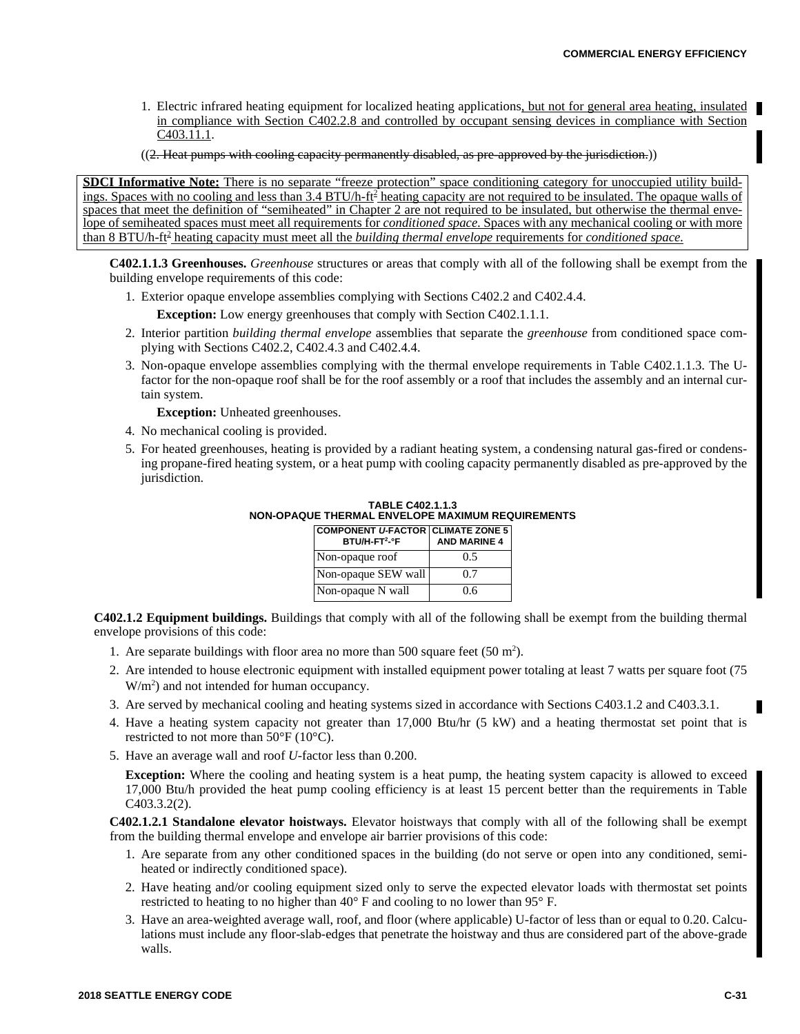1. Electric infrared heating equipment for localized heating applications, but not for general area heating, insulated in compliance with Section C402.2.8 and controlled by occupant sensing devices in compliance with Section C403.11.1.

((~~2. Heat pumps with cooling capacity permanently disabled, as pre-approved by the jurisdiction.~~))

**SDCI Informative Note:** There is no separate "freeze protection" space conditioning category for unoccupied utility buildings. Spaces with no cooling and less than 3.4 BTU/h-ft² heating capacity are not required to be insulated. The opaque walls of spaces that meet the definition of "semiheated" in Chapter 2 are not required to be insulated, but otherwise the thermal envelope of semiheated spaces must meet all requirements for *conditioned space*. Spaces with any mechanical cooling or with more than 8 BTU/h-ft² heating capacity must meet all the *building thermal envelope* requirements for *conditioned space.*

**C402.1.1.3 Greenhouses.** *Greenhouse* structures or areas that comply with all of the following shall be exempt from the building envelope requirements of this code:

1. Exterior opaque envelope assemblies complying with Sections C402.2 and C402.4.4.

   **Exception:** Low energy greenhouses that comply with Section C402.1.1.1.

2. Interior partition *building thermal envelope* assemblies that separate the *greenhouse* from conditioned space complying with Sections C402.2, C402.4.3 and C402.4.4.
3. Non-opaque envelope assemblies complying with the thermal envelope requirements in Table C402.1.1.3. The U-factor for the non-opaque roof shall be for the roof assembly or a roof that includes the assembly and an internal curtain system.

   **Exception:** Unheated greenhouses.

4. No mechanical cooling is provided.
5. For heated greenhouses, heating is provided by a radiant heating system, a condensing natural gas-fired or condensing propane-fired heating system, or a heat pump with cooling capacity permanently disabled as pre-approved by the jurisdiction.

**TABLE C402.1.1.3**
**NON-OPAQUE THERMAL ENVELOPE MAXIMUM REQUIREMENTS**

| COMPONENT *U*-FACTOR BTU/H-FT²-°F | CLIMATE ZONE 5 AND MARINE 4 |
|---|---|
| Non-opaque roof | 0.5 |
| Non-opaque SEW wall | 0.7 |
| Non-opaque N wall | 0.6 |

**C402.1.2 Equipment buildings.** Buildings that comply with all of the following shall be exempt from the building thermal envelope provisions of this code:

1. Are separate buildings with floor area no more than 500 square feet (50 m²).
2. Are intended to house electronic equipment with installed equipment power totaling at least 7 watts per square foot (75 W/m²) and not intended for human occupancy.
3. Are served by mechanical cooling and heating systems sized in accordance with Sections C403.1.2 and C403.3.1.
4. Have a heating system capacity not greater than 17,000 Btu/hr (5 kW) and a heating thermostat set point that is restricted to not more than 50°F (10°C).
5. Have an average wall and roof *U*-factor less than 0.200.

   **Exception:** Where the cooling and heating system is a heat pump, the heating system capacity is allowed to exceed 17,000 Btu/h provided the heat pump cooling efficiency is at least 15 percent better than the requirements in Table C403.3.2(2).

**C402.1.2.1 Standalone elevator hoistways.** Elevator hoistways that comply with all of the following shall be exempt from the building thermal envelope and envelope air barrier provisions of this code:

1. Are separate from any other conditioned spaces in the building (do not serve or open into any conditioned, semiheated or indirectly conditioned space).
2. Have heating and/or cooling equipment sized only to serve the expected elevator loads with thermostat set points restricted to heating to no higher than 40° F and cooling to no lower than 95° F.
3. Have an area-weighted average wall, roof, and floor (where applicable) U-factor of less than or equal to 0.20. Calculations must include any floor-slab-edges that penetrate the hoistway and thus are considered part of the above-grade walls.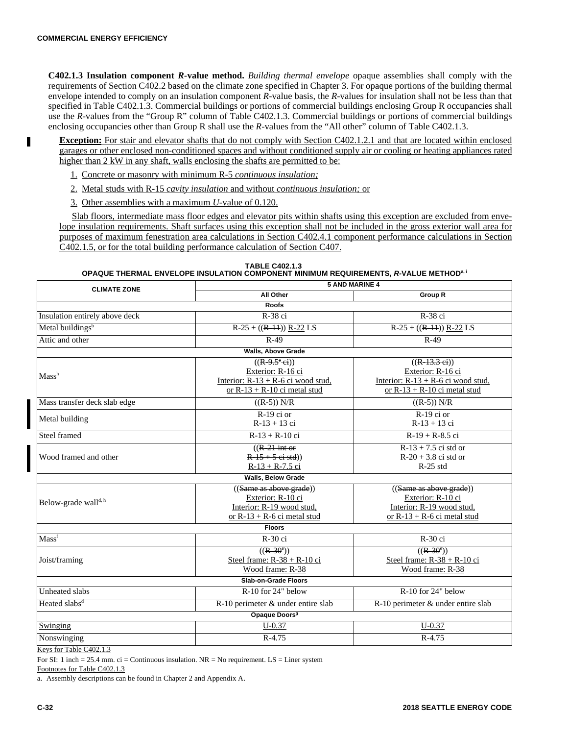**C402.1.3 Insulation component *R*-value method.** *Building thermal envelope* opaque assemblies shall comply with the requirements of Section C402.2 based on the climate zone specified in Chapter 3. For opaque portions of the building thermal envelope intended to comply on an insulation component *R*-value basis, the *R*-values for insulation shall not be less than that specified in Table C402.1.3. Commercial buildings or portions of commercial buildings enclosing Group R occupancies shall use the *R*-values from the "Group R" column of Table C402.1.3. Commercial buildings or portions of commercial buildings enclosing occupancies other than Group R shall use the *R*-values from the "All other" column of Table C402.1.3.

**Exception:** For stair and elevator shafts that do not comply with Section C402.1.2.1 and that are located within enclosed garages or other enclosed non-conditioned spaces and without conditioned supply air or cooling or heating appliances rated higher than 2 kW in any shaft, walls enclosing the shafts are permitted to be:

1. Concrete or masonry with minimum R-5 *continuous insulation;*
2. Metal studs with R-15 *cavity insulation* and without *continuous insulation;* or
3. Other assemblies with a maximum *U*-value of 0.120.

Slab floors, intermediate mass floor edges and elevator pits within shafts using this exception are excluded from envelope insulation requirements. Shaft surfaces using this exception shall not be included in the gross exterior wall area for purposes of maximum fenestration area calculations in Section C402.4.1 component performance calculations in Section C402.1.5, or for the total building performance calculation of Section C407.

**TABLE C402.1.3**
**OPAQUE THERMAL ENVELOPE INSULATION COMPONENT MINIMUM REQUIREMENTS, *R*-VALUE METHOD[a, i]**

| CLIMATE ZONE | 5 AND MARINE 4 | |
|---|---|---|
| | All Other | Group R |
| **Roofs** | | |
| Insulation entirely above deck | R-38 ci | R-38 ci |
| Metal buildings[b] | R-25 + ((R-11)) R-22 LS | R-25 + ((R-11)) R-22 LS |
| Attic and other | R-49 | R-49 |
| **Walls, Above Grade** | | |
| Mass[h] | ((R-9.5[c] ci)) Exterior: R-16 ci Interior: R-13 + R-6 ci wood stud, or R-13 + R-10 ci metal stud | ((R-13.3 ci)) Exterior: R-16 ci Interior: R-13 + R-6 ci wood stud, or R-13 + R-10 ci metal stud |
| Mass transfer deck slab edge | ((R-5)) N/R | ((R-5)) N/R |
| Metal building | R-19 ci or R-13 + 13 ci | R-19 ci or R-13 + 13 ci |
| Steel framed | R-13 + R-10 ci | R-19 + R-8.5 ci |
| Wood framed and other | ((R-21 int or R-15 + 5 ci std)) R-13 + R-7.5 ci | R-13 + 7.5 ci std or R-20 + 3.8 ci std or R-25 std |
| **Walls, Below Grade** | | |
| Below-grade wall[d, h] | ((Same as above grade)) Exterior: R-10 ci Interior: R-19 wood stud, or R-13 + R-6 ci metal stud | ((Same as above grade)) Exterior: R-10 ci Interior: R-19 wood stud, or R-13 + R-6 ci metal stud |
| **Floors** | | |
| Mass[f] | R-30 ci | R-30 ci |
| Joist/framing | ((R-30[e])) Steel frame: R-38 + R-10 ci Wood frame: R-38 | ((R-30[e])) Steel frame: R-38 + R-10 ci Wood frame: R-38 |
| **Slab-on-Grade Floors** | | |
| Unheated slabs | R-10 for 24" below | R-10 for 24" below |
| Heated slabs[d] | R-10 perimeter & under entire slab | R-10 perimeter & under entire slab |
| **Opaque Doors[g]** | | |
| Swinging | U-0.37 | U-0.37 |
| Nonswinging | R-4.75 | R-4.75 |

Keys for Table C402.1.3

For SI: 1 inch = 25.4 mm. ci = Continuous insulation. NR = No requirement. LS = Liner system

Footnotes for Table C402.1.3

a. Assembly descriptions can be found in Chapter 2 and Appendix A.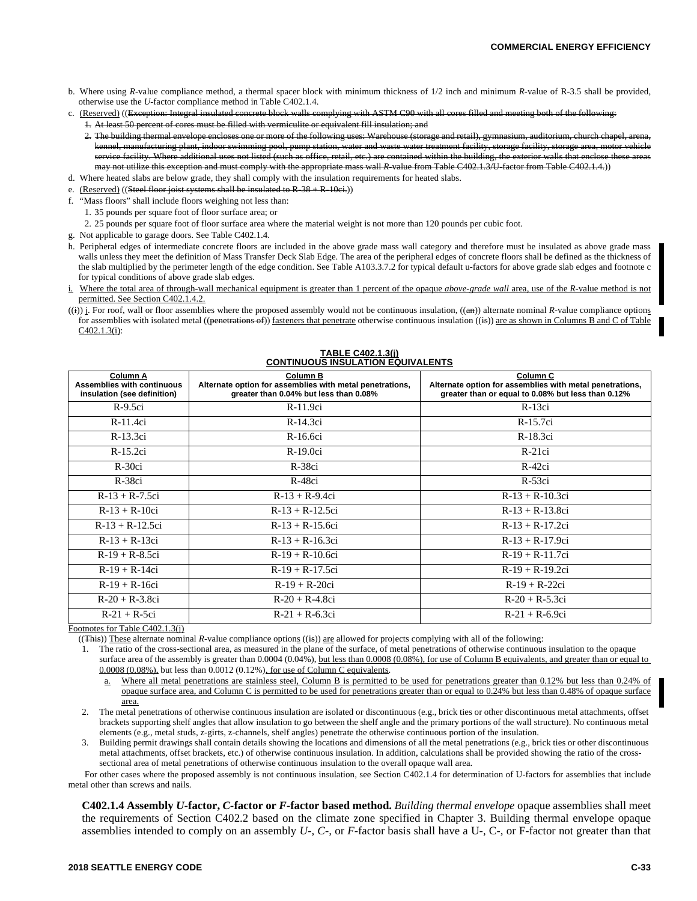b. Where using *R*-value compliance method, a thermal spacer block with minimum thickness of 1/2 inch and minimum *R*-value of R-3.5 shall be provided, otherwise use the *U*-factor compliance method in Table C402.1.4.

c. (Reserved) ((~~Exception: Integral insulated concrete block walls complying with ASTM C90 with all cores filled and meeting both of the following:~~

~~1. At least 50 percent of cores must be filled with vermiculite or equivalent fill insulation; and~~

~~2. The building thermal envelope encloses one or more of the following uses: Warehouse (storage and retail), gymnasium, auditorium, church chapel, arena, kennel, manufacturing plant, indoor swimming pool, pump station, water and waste water treatment facility, storage facility, storage area, motor vehicle service facility. Where additional uses not listed (such as office, retail, etc.) are contained within the building, the exterior walls that enclose these areas may not utilize this exception and must comply with the appropriate mass wall R-value from Table C402.1.3/U-factor from Table C402.1.4.~~))

d. Where heated slabs are below grade, they shall comply with the insulation requirements for heated slabs.

e. (Reserved) ((~~Steel floor joist systems shall be insulated to R-38 + R-10ci.~~))

f. "Mass floors" shall include floors weighing not less than:

1. 35 pounds per square foot of floor surface area; or
2. 25 pounds per square foot of floor surface area where the material weight is not more than 120 pounds per cubic foot.

g. Not applicable to garage doors. See Table C402.1.4.

h. Peripheral edges of intermediate concrete floors are included in the above grade mass wall category and therefore must be insulated as above grade mass walls unless they meet the definition of Mass Transfer Deck Slab Edge. The area of the peripheral edges of concrete floors shall be defined as the thickness of the slab multiplied by the perimeter length of the edge condition. See Table A103.3.7.2 for typical default u-factors for above grade slab edges and footnote c for typical conditions of above grade slab edges.

i. Where the total area of through-wall mechanical equipment is greater than 1 percent of the opaque *above-grade wall* area, use of the *R*-value method is not permitted. See Section C402.1.4.2.

((~~i~~)) j. For roof, wall or floor assemblies where the proposed assembly would not be continuous insulation, ((~~an~~)) alternate nominal *R*-value compliance options for assemblies with isolated metal ((~~penetrations of~~)) fasteners that penetrate otherwise continuous insulation ((~~is~~)) are as shown in Columns B and C of Table C402.1.3(i):

**TABLE C402.1.3(j)**
**CONTINUOUS INSULATION EQUIVALENTS**

| Column A Assemblies with continuous insulation (see definition) | Column B Alternate option for assemblies with metal penetrations, greater than 0.04% but less than 0.08% | Column C Alternate option for assemblies with metal penetrations, greater than or equal to 0.08% but less than 0.12% |
|---|---|---|
| R-9.5ci | R-11.9ci | R-13ci |
| R-11.4ci | R-14.3ci | R-15.7ci |
| R-13.3ci | R-16.6ci | R-18.3ci |
| R-15.2ci | R-19.0ci | R-21ci |
| R-30ci | R-38ci | R-42ci |
| R-38ci | R-48ci | R-53ci |
| R-13 + R-7.5ci | R-13 + R-9.4ci | R-13 + R-10.3ci |
| R-13 + R-10ci | R-13 + R-12.5ci | R-13 + R-13.8ci |
| R-13 + R-12.5ci | R-13 + R-15.6ci | R-13 + R-17.2ci |
| R-13 + R-13ci | R-13 + R-16.3ci | R-13 + R-17.9ci |
| R-19 + R-8.5ci | R-19 + R-10.6ci | R-19 + R-11.7ci |
| R-19 + R-14ci | R-19 + R-17.5ci | R-19 + R-19.2ci |
| R-19 + R-16ci | R-19 + R-20ci | R-19 + R-22ci |
| R-20 + R-3.8ci | R-20 + R-4.8ci | R-20 + R-5.3ci |
| R-21 + R-5ci | R-21 + R-6.3ci | R-21 + R-6.9ci |

Footnotes for Table C402.1.3(j)

((~~This~~)) These alternate nominal *R*-value compliance options ((~~is~~)) are allowed for projects complying with all of the following:

1. The ratio of the cross-sectional area, as measured in the plane of the surface, of metal penetrations of otherwise continuous insulation to the opaque surface area of the assembly is greater than 0.0004 (0.04%), but less than 0.0008 (0.08%), for use of Column B equivalents, and greater than or equal to 0.0008 (0.08%), but less than 0.0012 (0.12%), for use of Column C equivalents.
   a. Where all metal penetrations are stainless steel, Column B is permitted to be used for penetrations greater than 0.12% but less than 0.24% of opaque surface area, and Column C is permitted to be used for penetrations greater than or equal to 0.24% but less than 0.48% of opaque surface area.
2. The metal penetrations of otherwise continuous insulation are isolated or discontinuous (e.g., brick ties or other discontinuous metal attachments, offset brackets supporting shelf angles that allow insulation to go between the shelf angle and the primary portions of the wall structure). No continuous metal elements (e.g., metal studs, z-girts, z-channels, shelf angles) penetrate the otherwise continuous portion of the insulation.
3. Building permit drawings shall contain details showing the locations and dimensions of all the metal penetrations (e.g., brick ties or other discontinuous metal attachments, offset brackets, etc.) of otherwise continuous insulation. In addition, calculations shall be provided showing the ratio of the cross-sectional area of metal penetrations of otherwise continuous insulation to the overall opaque wall area.

For other cases where the proposed assembly is not continuous insulation, see Section C402.1.4 for determination of U-factors for assemblies that include metal other than screws and nails.

**C402.1.4 Assembly *U*-factor, *C*-factor or *F*-factor based method.** *Building thermal envelope* opaque assemblies shall meet the requirements of Section C402.2 based on the climate zone specified in Chapter 3. Building thermal envelope opaque assemblies intended to comply on an assembly *U*-, *C*-, or *F*-factor basis shall have a U-, C-, or F-factor not greater than that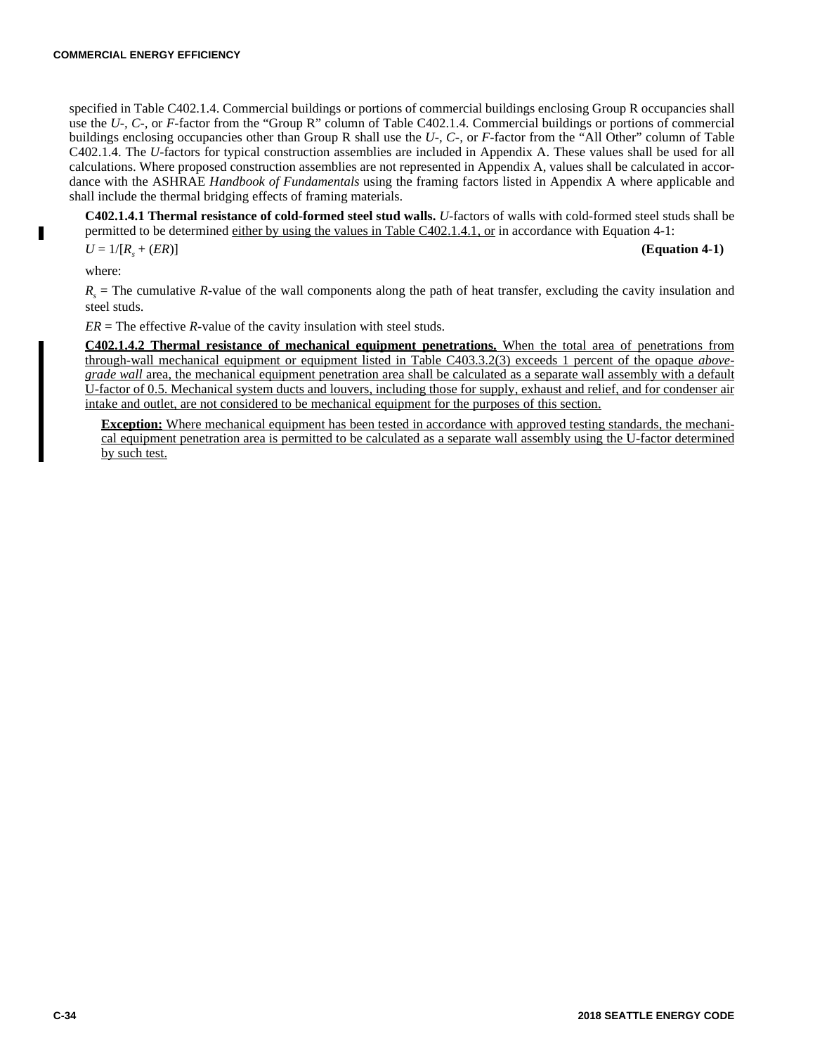specified in Table C402.1.4. Commercial buildings or portions of commercial buildings enclosing Group R occupancies shall use the *U*-, *C*-, or *F*-factor from the "Group R" column of Table C402.1.4. Commercial buildings or portions of commercial buildings enclosing occupancies other than Group R shall use the *U*-, *C*-, or *F*-factor from the "All Other" column of Table C402.1.4. The *U*-factors for typical construction assemblies are included in Appendix A. These values shall be used for all calculations. Where proposed construction assemblies are not represented in Appendix A, values shall be calculated in accordance with the ASHRAE *Handbook of Fundamentals* using the framing factors listed in Appendix A where applicable and shall include the thermal bridging effects of framing materials.

**C402.1.4.1 Thermal resistance of cold-formed steel stud walls.** *U*-factors of walls with cold-formed steel studs shall be permitted to be determined either by using the values in Table C402.1.4.1, or in accordance with Equation 4-1:

$U = 1/[R_s + (ER)]$ **(Equation 4-1)**

where:

$R_s$ = The cumulative *R*-value of the wall components along the path of heat transfer, excluding the cavity insulation and steel studs.

$ER$ = The effective *R*-value of the cavity insulation with steel studs.

**C402.1.4.2 Thermal resistance of mechanical equipment penetrations.** When the total area of penetrations from through-wall mechanical equipment or equipment listed in Table C403.3.2(3) exceeds 1 percent of the opaque *above-grade wall* area, the mechanical equipment penetration area shall be calculated as a separate wall assembly with a default U-factor of 0.5. Mechanical system ducts and louvers, including those for supply, exhaust and relief, and for condenser air intake and outlet, are not considered to be mechanical equipment for the purposes of this section.

**Exception:** Where mechanical equipment has been tested in accordance with approved testing standards, the mechanical equipment penetration area is permitted to be calculated as a separate wall assembly using the U-factor determined by such test.